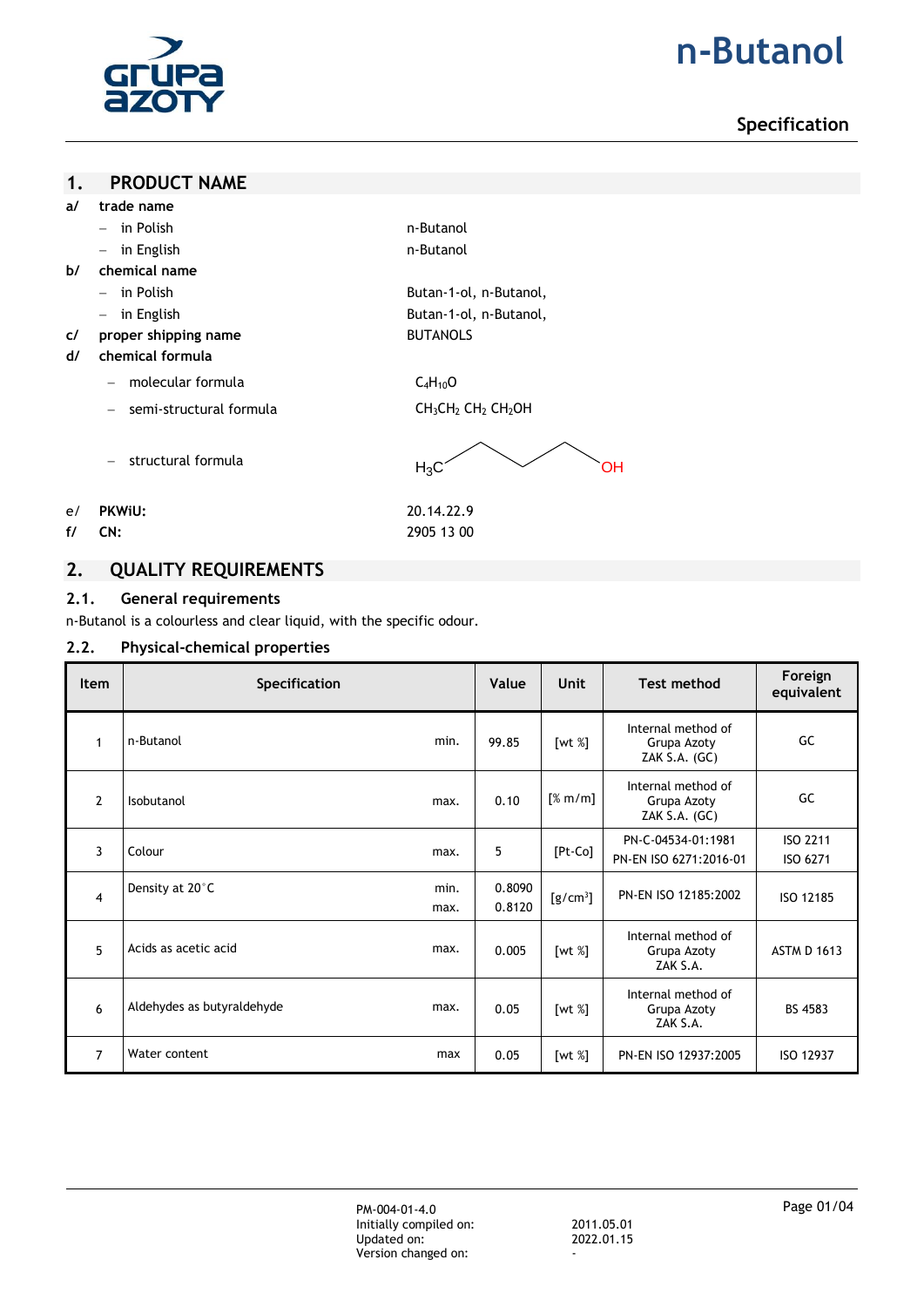# n-Butanol

## Specification

## 1. PRODUCT NAME

**a/ trade name**

- in Polish: n-Butanol
- in English: n-Butanol

**b/ chemical name**

- in Polish: Butan-1-ol, n-Butanol,
- in English: Butan-1-ol, n-Butanol,

**c/ proper shipping name**: BUTANOLS

**d/ chemical formula**

- molecular formula: $C_4H_{10}O$
- semi-structural formula: $CH_3CH_2\ CH_2\ CH_2OH$
- structural formula: $H_3C$–CH₂–CH₂–CH₂–OH (skeletal)

**e/ PKWiU:** 20.14.22.9

**f/ CN:** 2905 13 00

## 2. QUALITY REQUIREMENTS

### 2.1. General requirements

n-Butanol is a colourless and clear liquid, with the specific odour.

### 2.2. Physical-chemical properties

| Item | Specification | | Value | Unit | Test method | Foreign equivalent |
|---|---|---|---|---|---|---|
| 1 | n-Butanol | min. | 99.85 | [wt %] | Internal method of Grupa Azoty ZAK S.A. (GC) | GC |
| 2 | Isobutanol | max. | 0.10 | [% m/m] | Internal method of Grupa Azoty ZAK S.A. (GC) | GC |
| 3 | Colour | max. | 5 | [Pt-Co] | PN-C-04534-01:1981<br>PN-EN ISO 6271:2016-01 | ISO 2211<br>ISO 6271 |
| 4 | Density at 20°C | min.<br>max. | 0.8090<br>0.8120 | [g/cm³] | PN-EN ISO 12185:2002 | ISO 12185 |
| 5 | Acids as acetic acid | max. | 0.005 | [wt %] | Internal method of Grupa Azoty ZAK S.A. | ASTM D 1613 |
| 6 | Aldehydes as butyraldehyde | max. | 0.05 | [wt %] | Internal method of Grupa Azoty ZAK S.A. | BS 4583 |
| 7 | Water content | max | 0.05 | [wt %] | PN-EN ISO 12937:2005 | ISO 12937 |

PM-004-01-4.0
Initially compiled on: 2011.05.01
Updated on: 2022.01.15
Version changed on: -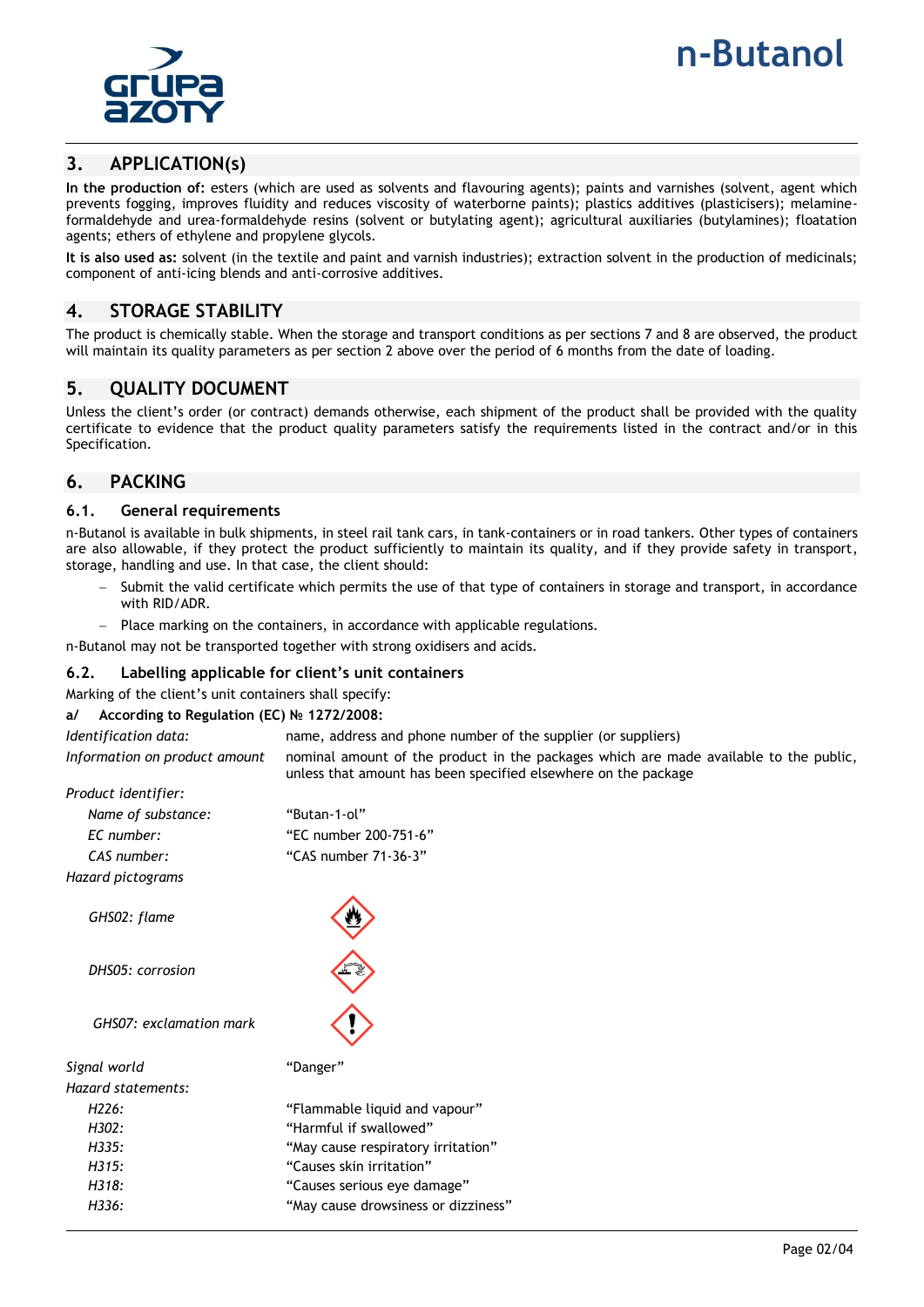## 3. APPLICATION(s)

**In the production of:** esters (which are used as solvents and flavouring agents); paints and varnishes (solvent, agent which prevents fogging, improves fluidity and reduces viscosity of waterborne paints); plastics additives (plasticisers); melamine-formaldehyde and urea-formaldehyde resins (solvent or butylating agent); agricultural auxiliaries (butylamines); floatation agents; ethers of ethylene and propylene glycols.

**It is also used as:** solvent (in the textile and paint and varnish industries); extraction solvent in the production of medicinals; component of anti-icing blends and anti-corrosive additives.

## 4. STORAGE STABILITY

The product is chemically stable. When the storage and transport conditions as per sections 7 and 8 are observed, the product will maintain its quality parameters as per section 2 above over the period of 6 months from the date of loading.

## 5. QUALITY DOCUMENT

Unless the client's order (or contract) demands otherwise, each shipment of the product shall be provided with the quality certificate to evidence that the product quality parameters satisfy the requirements listed in the contract and/or in this Specification.

## 6. PACKING

### 6.1. General requirements

n-Butanol is available in bulk shipments, in steel rail tank cars, in tank-containers or in road tankers. Other types of containers are also allowable, if they protect the product sufficiently to maintain its quality, and if they provide safety in transport, storage, handling and use. In that case, the client should:

- Submit the valid certificate which permits the use of that type of containers in storage and transport, in accordance with RID/ADR.
- Place marking on the containers, in accordance with applicable regulations.

n-Butanol may not be transported together with strong oxidisers and acids.

### 6.2. Labelling applicable for client's unit containers

Marking of the client's unit containers shall specify:

**a/ According to Regulation (EC) № 1272/2008:**

*Identification data:* name, address and phone number of the supplier (or suppliers)

*Information on product amount* nominal amount of the product in the packages which are made available to the public, unless that amount has been specified elsewhere on the package

*Product identifier:*

- *Name of substance:* "Butan-1-ol"
- *EC number:* "EC number 200-751-6"
- *CAS number:* "CAS number 71-36-3"

*Hazard pictograms*

- *GHS02: flame*
- *DHS05: corrosion*
- *GHS07: exclamation mark*

*Signal world* "Danger"

*Hazard statements:*

- *H226:* "Flammable liquid and vapour"
- *H302:* "Harmful if swallowed"
- *H335:* "May cause respiratory irritation"
- *H315:* "Causes skin irritation"
- *H318:* "Causes serious eye damage"
- *H336:* "May cause drowsiness or dizziness"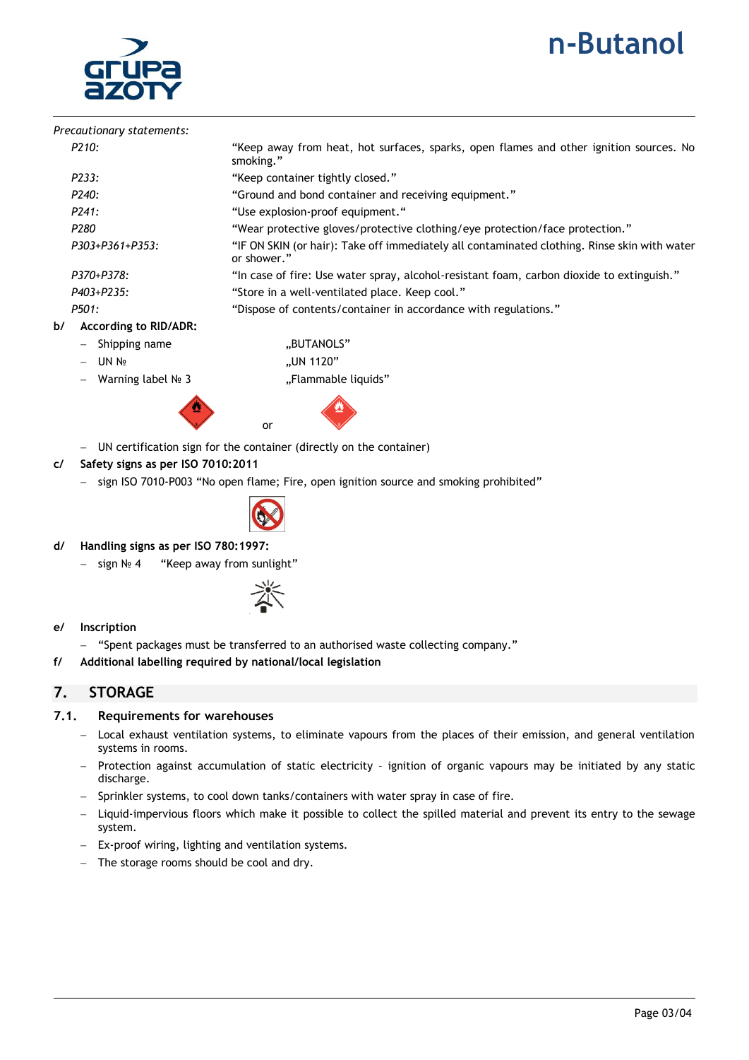*Precautionary statements:*

| | |
|---|---|
| *P210:* | "Keep away from heat, hot surfaces, sparks, open flames and other ignition sources. No smoking." |
| *P233:* | "Keep container tightly closed." |
| *P240:* | "Ground and bond container and receiving equipment." |
| *P241:* | "Use explosion-proof equipment." |
| *P280* | "Wear protective gloves/protective clothing/eye protection/face protection." |
| *P303+P361+P353:* | "IF ON SKIN (or hair): Take off immediately all contaminated clothing. Rinse skin with water or shower." |
| *P370+P378:* | "In case of fire: Use water spray, alcohol-resistant foam, carbon dioxide to extinguish." |
| *P403+P235:* | "Store in a well-ventilated place. Keep cool." |
| *P501:* | "Dispose of contents/container in accordance with regulations." |

**b/ According to RID/ADR:**

- Shipping name „BUTANOLS"
- UN № „UN 1120"
- Warning label № 3 „Flammable liquids"

or

- UN certification sign for the container (directly on the container)

**c/ Safety signs as per ISO 7010:2011**

- sign ISO 7010-P003 "No open flame; Fire, open ignition source and smoking prohibited"

**d/ Handling signs as per ISO 780:1997:**

- sign № 4 "Keep away from sunlight"

**e/ Inscription**

- "Spent packages must be transferred to an authorised waste collecting company."

**f/ Additional labelling required by national/local legislation**

## 7. STORAGE

### 7.1. Requirements for warehouses

- Local exhaust ventilation systems, to eliminate vapours from the places of their emission, and general ventilation systems in rooms.
- Protection against accumulation of static electricity – ignition of organic vapours may be initiated by any static discharge.
- Sprinkler systems, to cool down tanks/containers with water spray in case of fire.
- Liquid-impervious floors which make it possible to collect the spilled material and prevent its entry to the sewage system.
- Ex-proof wiring, lighting and ventilation systems.
- The storage rooms should be cool and dry.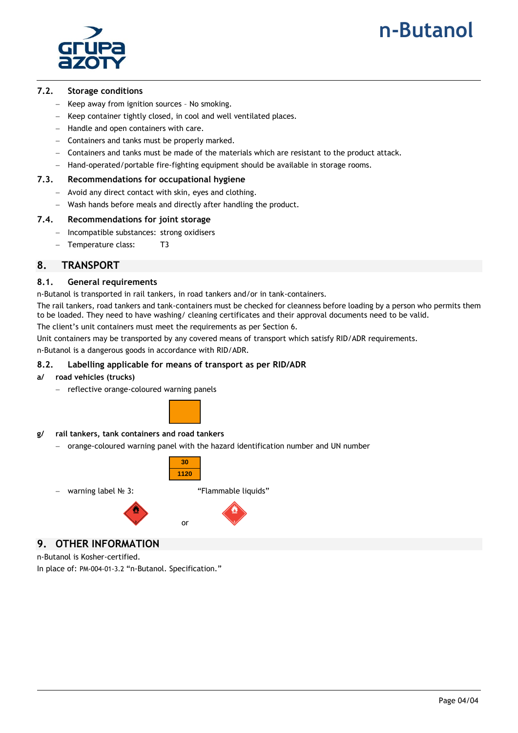### 7.2. Storage conditions

- Keep away from ignition sources – No smoking.
- Keep container tightly closed, in cool and well ventilated places.
- Handle and open containers with care.
- Containers and tanks must be properly marked.
- Containers and tanks must be made of the materials which are resistant to the product attack.
- Hand-operated/portable fire-fighting equipment should be available in storage rooms.

### 7.3. Recommendations for occupational hygiene

- Avoid any direct contact with skin, eyes and clothing.
- Wash hands before meals and directly after handling the product.

### 7.4. Recommendations for joint storage

- Incompatible substances: strong oxidisers
- Temperature class: T3

## 8. TRANSPORT

### 8.1. General requirements

n-Butanol is transported in rail tankers, in road tankers and/or in tank-containers.

The rail tankers, road tankers and tank-containers must be checked for cleanness before loading by a person who permits them to be loaded. They need to have washing/ cleaning certificates and their approval documents need to be valid.

The client's unit containers must meet the requirements as per Section 6.

Unit containers may be transported by any covered means of transport which satisfy RID/ADR requirements.

n-Butanol is a dangerous goods in accordance with RID/ADR.

### 8.2. Labelling applicable for means of transport as per RID/ADR

**a/ road vehicles (trucks)**

- reflective orange-coloured warning panels

**g/ rail tankers, tank containers and road tankers**

- orange-coloured warning panel with the hazard identification number and UN number

30
1120

- warning label № 3: "Flammable liquids"

or

## 9. OTHER INFORMATION

n-Butanol is Kosher-certified.

In place of: PM-004-01-3.2 "n-Butanol. Specification."